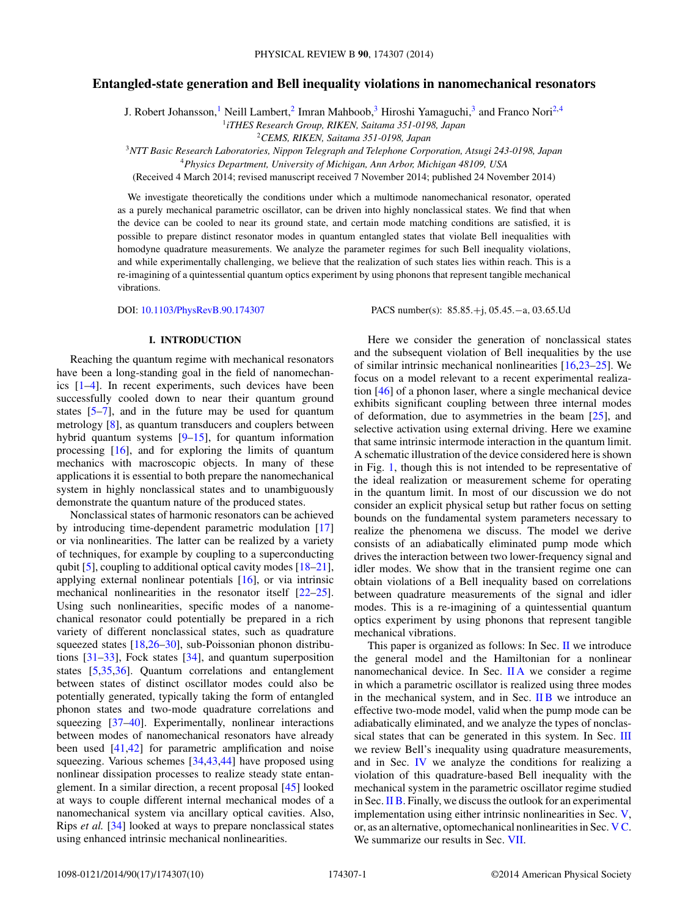# Entangled-state generation and Bell inequality violations in nanomechanical resonators

J. Robert Johansson,[1] Neill Lambert,[2] Imran Mahboob,[3] Hiroshi Yamaguchi,[3] and Franco Nori[2,4]

[1]*iTHES Research Group, RIKEN, Saitama 351-0198, Japan*
[2]*CEMS, RIKEN, Saitama 351-0198, Japan*
[3]*NTT Basic Research Laboratories, Nippon Telegraph and Telephone Corporation, Atsugi 243-0198, Japan*
[4]*Physics Department, University of Michigan, Ann Arbor, Michigan 48109, USA*

(Received 4 March 2014; revised manuscript received 7 November 2014; published 24 November 2014)

We investigate theoretically the conditions under which a multimode nanomechanical resonator, operated as a purely mechanical parametric oscillator, can be driven into highly nonclassical states. We find that when the device can be cooled to near its ground state, and certain mode matching conditions are satisfied, it is possible to prepare distinct resonator modes in quantum entangled states that violate Bell inequalities with homodyne quadrature measurements. We analyze the parameter regimes for such Bell inequality violations, and while experimentally challenging, we believe that the realization of such states lies within reach. This is a re-imagining of a quintessential quantum optics experiment by using phonons that represent tangible mechanical vibrations.

DOI: 10.1103/PhysRevB.90.174307 PACS number(s): 85.85.+j, 05.45.−a, 03.65.Ud

## I. INTRODUCTION

Reaching the quantum regime with mechanical resonators have been a long-standing goal in the field of nanomechanics [1–4]. In recent experiments, such devices have been successfully cooled down to near their quantum ground states [5–7], and in the future may be used for quantum metrology [8], as quantum transducers and couplers between hybrid quantum systems [9–15], for quantum information processing [16], and for exploring the limits of quantum mechanics with macroscopic objects. In many of these applications it is essential to both prepare the nanomechanical system in highly nonclassical states and to unambiguously demonstrate the quantum nature of the produced states.

Nonclassical states of harmonic resonators can be achieved by introducing time-dependent parametric modulation [17] or via nonlinearities. The latter can be realized by a variety of techniques, for example by coupling to a superconducting qubit [5], coupling to additional optical cavity modes [18–21], applying external nonlinear potentials [16], or via intrinsic mechanical nonlinearities in the resonator itself [22–25]. Using such nonlinearities, specific modes of a nanomechanical resonator could potentially be prepared in a rich variety of different nonclassical states, such as quadrature squeezed states [18,26–30], sub-Poissonian phonon distributions [31–33], Fock states [34], and quantum superposition states [5,35,36]. Quantum correlations and entanglement between states of distinct oscillator modes could also be potentially generated, typically taking the form of entangled phonon states and two-mode quadrature correlations and squeezing [37–40]. Experimentally, nonlinear interactions between modes of nanomechanical resonators have already been used [41,42] for parametric amplification and noise squeezing. Various schemes [34,43,44] have proposed using nonlinear dissipation processes to realize steady state entanglement. In a similar direction, a recent proposal [45] looked at ways to couple different internal mechanical modes of a nanomechanical system via ancillary optical cavities. Also, Rips *et al.* [34] looked at ways to prepare nonclassical states using enhanced intrinsic mechanical nonlinearities.

Here we consider the generation of nonclassical states and the subsequent violation of Bell inequalities by the use of similar intrinsic mechanical nonlinearities [16,23–25]. We focus on a model relevant to a recent experimental realization [46] of a phonon laser, where a single mechanical device exhibits significant coupling between three internal modes of deformation, due to asymmetries in the beam [25], and selective activation using external driving. Here we examine that same intrinsic intermode interaction in the quantum limit. A schematic illustration of the device considered here is shown in Fig. 1, though this is not intended to be representative of the ideal realization or measurement scheme for operating in the quantum limit. In most of our discussion we do not consider an explicit physical setup but rather focus on setting bounds on the fundamental system parameters necessary to realize the phenomena we discuss. The model we derive consists of an adiabatically eliminated pump mode which drives the interaction between two lower-frequency signal and idler modes. We show that in the transient regime one can obtain violations of a Bell inequality based on correlations between quadrature measurements of the signal and idler modes. This is a re-imagining of a quintessential quantum optics experiment by using phonons that represent tangible mechanical vibrations.

This paper is organized as follows: In Sec. II we introduce the general model and the Hamiltonian for a nonlinear nanomechanical device. In Sec. II A we consider a regime in which a parametric oscillator is realized using three modes in the mechanical system, and in Sec. II B we introduce an effective two-mode model, valid when the pump mode can be adiabatically eliminated, and we analyze the types of nonclassical states that can be generated in this system. In Sec. III we review Bell's inequality using quadrature measurements, and in Sec. IV we analyze the conditions for realizing a violation of this quadrature-based Bell inequality with the mechanical system in the parametric oscillator regime studied in Sec. II B. Finally, we discuss the outlook for an experimental implementation using either intrinsic nonlinearities in Sec. V, or, as an alternative, optomechanical nonlinearities in Sec. V C. We summarize our results in Sec. VII.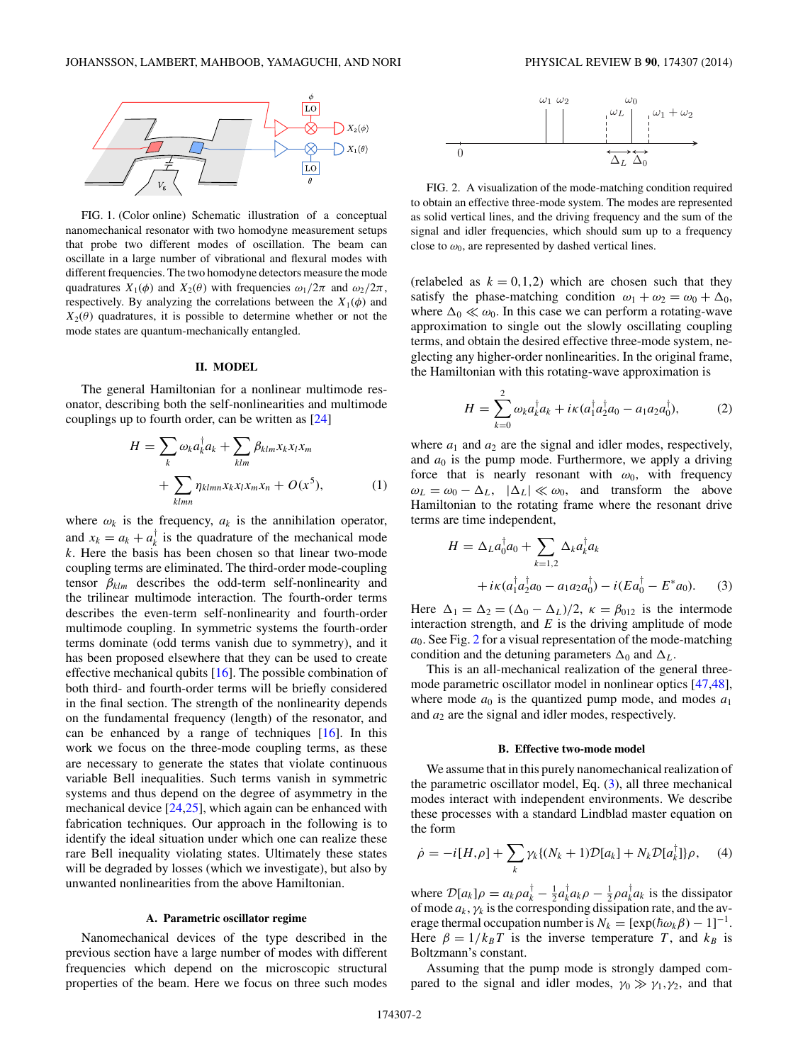FIG. 1. (Color online) Schematic illustration of a conceptual nanomechanical resonator with two homodyne measurement setups that probe two different modes of oscillation. The beam can oscillate in a large number of vibrational and flexural modes with different frequencies. The two homodyne detectors measure the mode quadratures $X_1(\phi)$ and $X_2(\theta)$ with frequencies $\omega_1/2\pi$ and $\omega_2/2\pi$, respectively. By analyzing the correlations between the $X_1(\phi)$ and $X_2(\theta)$ quadratures, it is possible to determine whether or not the mode states are quantum-mechanically entangled.

## II. MODEL

The general Hamiltonian for a nonlinear multimode resonator, describing both the self-nonlinearities and multimode couplings up to fourth order, can be written as [24]

$$H = \sum_k \omega_k a_k^\dagger a_k + \sum_{klm} \beta_{klm} x_k x_l x_m + \sum_{klmn} \eta_{klmn} x_k x_l x_m x_n + O(x^5), \tag{1}$$

where $\omega_k$ is the frequency, $a_k$ is the annihilation operator, and $x_k = a_k + a_k^\dagger$ is the quadrature of the mechanical mode $k$. Here the basis has been chosen so that linear two-mode coupling terms are eliminated. The third-order mode-coupling tensor $\beta_{klm}$ describes the odd-term self-nonlinearity and the trilinear multimode interaction. The fourth-order terms describes the even-term self-nonlinearity and fourth-order multimode coupling. In symmetric systems the fourth-order terms dominate (odd terms vanish due to symmetry), and it has been proposed elsewhere that they can be used to create effective mechanical qubits [16]. The possible combination of both third- and fourth-order terms will be briefly considered in the final section. The strength of the nonlinearity depends on the fundamental frequency (length) of the resonator, and can be enhanced by a range of techniques [16]. In this work we focus on the three-mode coupling terms, as these are necessary to generate the states that violate continuous variable Bell inequalities. Such terms vanish in symmetric systems and thus depend on the degree of asymmetry in the mechanical device [24,25], which again can be enhanced with fabrication techniques. Our approach in the following is to identify the ideal situation under which one can realize these rare Bell inequality violating states. Ultimately these states will be degraded by losses (which we investigate), but also by unwanted nonlinearities from the above Hamiltonian.

### A. Parametric oscillator regime

Nanomechanical devices of the type described in the previous section have a large number of modes with different frequencies which depend on the microscopic structural properties of the beam. Here we focus on three such modes (relabeled as $k = 0,1,2$) which are chosen such that they satisfy the phase-matching condition $\omega_1 + \omega_2 = \omega_0 + \Delta_0$, where $\Delta_0 \ll \omega_0$. In this case we can perform a rotating-wave approximation to single out the slowly oscillating coupling terms, and obtain the desired effective three-mode system, neglecting any higher-order nonlinearities. In the original frame, the Hamiltonian with this rotating-wave approximation is

$$H = \sum_{k=0}^{2} \omega_k a_k^\dagger a_k + i\kappa(a_1^\dagger a_2^\dagger a_0 - a_1 a_2 a_0^\dagger), \tag{2}$$

where $a_1$ and $a_2$ are the signal and idler modes, respectively, and $a_0$ is the pump mode. Furthermore, we apply a driving force that is nearly resonant with $\omega_0$, with frequency $\omega_L = \omega_0 - \Delta_L$, $|\Delta_L| \ll \omega_0$, and transform the above Hamiltonian to the rotating frame where the resonant drive terms are time independent,

$$H = \Delta_L a_0^\dagger a_0 + \sum_{k=1,2} \Delta_k a_k^\dagger a_k + i\kappa(a_1^\dagger a_2^\dagger a_0 - a_1 a_2 a_0^\dagger) - i(E a_0^\dagger - E^* a_0). \tag{3}$$

Here $\Delta_1 = \Delta_2 = (\Delta_0 - \Delta_L)/2$, $\kappa = \beta_{012}$ is the intermode interaction strength, and $E$ is the driving amplitude of mode $a_0$. See Fig. 2 for a visual representation of the mode-matching condition and the detuning parameters $\Delta_0$ and $\Delta_L$.

This is an all-mechanical realization of the general three-mode parametric oscillator model in nonlinear optics [47,48], where mode $a_0$ is the quantized pump mode, and modes $a_1$ and $a_2$ are the signal and idler modes, respectively.

FIG. 2. A visualization of the mode-matching condition required to obtain an effective three-mode system. The modes are represented as solid vertical lines, and the driving frequency and the sum of the signal and idler frequencies, which should sum up to a frequency close to $\omega_0$, are represented by dashed vertical lines.

### B. Effective two-mode model

We assume that in this purely nanomechanical realization of the parametric oscillator model, Eq. (3), all three mechanical modes interact with independent environments. We describe these processes with a standard Lindblad master equation on the form

$$\dot{\rho} = -i[H,\rho] + \sum_k \gamma_k \{(N_k + 1)\mathcal{D}[a_k] + N_k \mathcal{D}[a_k^\dagger]\}\rho, \tag{4}$$

where $\mathcal{D}[a_k]\rho = a_k \rho a_k^\dagger - \frac{1}{2} a_k^\dagger a_k \rho - \frac{1}{2}\rho a_k^\dagger a_k$ is the dissipator of mode $a_k$, $\gamma_k$ is the corresponding dissipation rate, and the average thermal occupation number is $N_k = [\exp(\hbar\omega_k\beta) - 1]^{-1}$. Here $\beta = 1/k_B T$ is the inverse temperature $T$, and $k_B$ is Boltzmann's constant.

Assuming that the pump mode is strongly damped compared to the signal and idler modes, $\gamma_0 \gg \gamma_1, \gamma_2$, and that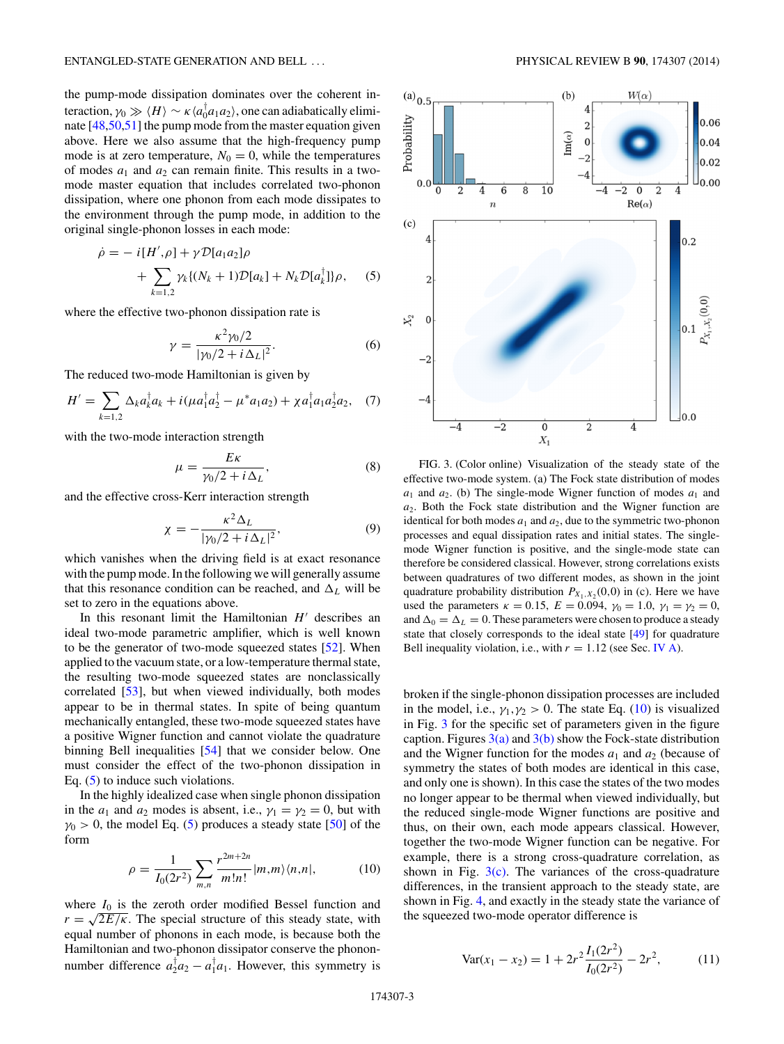the pump-mode dissipation dominates over the coherent interaction, $\gamma_0 \gg \langle H \rangle \sim \kappa \langle a_0^\dagger a_1 a_2 \rangle$, one can adiabatically eliminate [48,50,51] the pump mode from the master equation given above. Here we also assume that the high-frequency pump mode is at zero temperature, $N_0 = 0$, while the temperatures of modes $a_1$ and $a_2$ can remain finite. This results in a two-mode master equation that includes correlated two-phonon dissipation, where one phonon from each mode dissipates to the environment through the pump mode, in addition to the original single-phonon losses in each mode:

$$\dot{\rho} = -i[H', \rho] + \gamma \mathcal{D}[a_1 a_2]\rho + \sum_{k=1,2} \gamma_k \{(N_k + 1)\mathcal{D}[a_k] + N_k \mathcal{D}[a_k^\dagger]\}\rho, \tag{5}$$

where the effective two-phonon dissipation rate is

$$\gamma = \frac{\kappa^2 \gamma_0 / 2}{|\gamma_0/2 + i\Delta_L|^2}. \tag{6}$$

The reduced two-mode Hamiltonian is given by

$$H' = \sum_{k=1,2} \Delta_k a_k^\dagger a_k + i(\mu a_1^\dagger a_2^\dagger - \mu^* a_1 a_2) + \chi a_1^\dagger a_1 a_2^\dagger a_2, \tag{7}$$

with the two-mode interaction strength

$$\mu = \frac{E\kappa}{\gamma_0/2 + i\Delta_L}, \tag{8}$$

and the effective cross-Kerr interaction strength

$$\chi = -\frac{\kappa^2 \Delta_L}{|\gamma_0/2 + i\Delta_L|^2}, \tag{9}$$

which vanishes when the driving field is at exact resonance with the pump mode. In the following we will generally assume that this resonance condition can be reached, and $\Delta_L$ will be set to zero in the equations above.

In this resonant limit the Hamiltonian $H'$ describes an ideal two-mode parametric amplifier, which is well known to be the generator of two-mode squeezed states [52]. When applied to the vacuum state, or a low-temperature thermal state, the resulting two-mode squeezed states are nonclassically correlated [53], but when viewed individually, both modes appear to be in thermal states. In spite of being quantum mechanically entangled, these two-mode squeezed states have a positive Wigner function and cannot violate the quadrature binning Bell inequalities [54] that we consider below. One must consider the effect of the two-phonon dissipation in Eq. (5) to induce such violations.

In the highly idealized case when single phonon dissipation in the $a_1$ and $a_2$ modes is absent, i.e., $\gamma_1 = \gamma_2 = 0$, but with $\gamma_0 > 0$, the model Eq. (5) produces a steady state [50] of the form

$$\rho = \frac{1}{I_0(2r^2)} \sum_{m,n} \frac{r^{2m+2n}}{m!n!} |m,m\rangle\langle n,n|, \tag{10}$$

where $I_0$ is the zeroth order modified Bessel function and $r = \sqrt{2E/\kappa}$. The special structure of this steady state, with equal number of phonons in each mode, is because both the Hamiltonian and two-phonon dissipator conserve the phonon-number difference $a_2^\dagger a_2 - a_1^\dagger a_1$. However, this symmetry is broken if the single-phonon dissipation processes are included in the model, i.e., $\gamma_1, \gamma_2 > 0$. The state Eq. (10) is visualized in Fig. 3 for the specific set of parameters given in the figure caption. Figures 3(a) and 3(b) show the Fock-state distribution and the Wigner function for the modes $a_1$ and $a_2$ (because of symmetry the states of both modes are identical in this case, and only one is shown). In this case the states of the two modes no longer appear to be thermal when viewed individually, but the reduced single-mode Wigner functions are positive and thus, on their own, each mode appears classical. However, together the two-mode Wigner function can be negative. For example, there is a strong cross-quadrature correlation, as shown in Fig. 3(c). The variances of the cross-quadrature differences, in the transient approach to the steady state, are shown in Fig. 4, and exactly in the steady state the variance of the squeezed two-mode operator difference is

$$\mathrm{Var}(x_1 - x_2) = 1 + 2r^2 \frac{I_1(2r^2)}{I_0(2r^2)} - 2r^2, \tag{11}$$

FIG. 3. (Color online) Visualization of the steady state of the effective two-mode system. (a) The Fock state distribution of modes $a_1$ and $a_2$. (b) The single-mode Wigner function of modes $a_1$ and $a_2$. Both the Fock state distribution and the Wigner function are identical for both modes $a_1$ and $a_2$, due to the symmetric two-phonon processes and equal dissipation rates and initial states. The single-mode Wigner function is positive, and the single-mode state can therefore be considered classical. However, strong correlations exists between quadratures of two different modes, as shown in the joint quadrature probability distribution $P_{X_1,X_2}(0,0)$ in (c). Here we have used the parameters $\kappa = 0.15$, $E = 0.094$, $\gamma_0 = 1.0$, $\gamma_1 = \gamma_2 = 0$, and $\Delta_0 = \Delta_L = 0$. These parameters were chosen to produce a steady state that closely corresponds to the ideal state [49] for quadrature Bell inequality violation, i.e., with $r = 1.12$ (see Sec. IV A).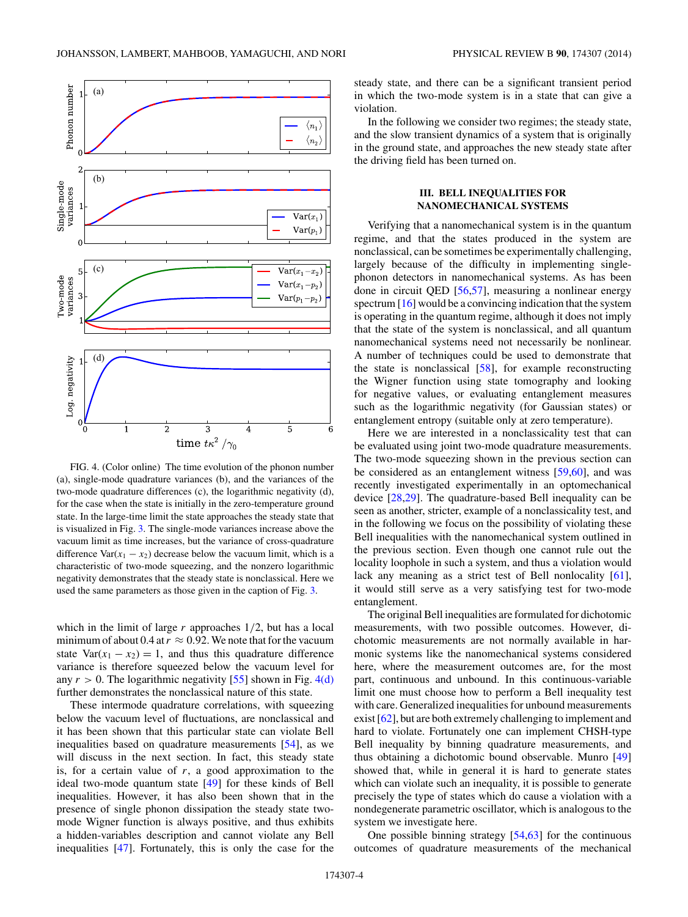FIG. 4. (Color online) The time evolution of the phonon number (a), single-mode quadrature variances (b), and the variances of the two-mode quadrature differences (c), the logarithmic negativity (d), for the case when the state is initially in the zero-temperature ground state. In the large-time limit the state approaches the steady state that is visualized in Fig. 3. The single-mode variances increase above the vacuum limit as time increases, but the variance of cross-quadrature difference $\mathrm{Var}(x_1 - x_2)$ decrease below the vacuum limit, which is a characteristic of two-mode squeezing, and the nonzero logarithmic negativity demonstrates that the steady state is nonclassical. Here we used the same parameters as those given in the caption of Fig. 3.

which in the limit of large $r$ approaches $1/2$, but has a local minimum of about 0.4 at $r \approx 0.92$. We note that for the vacuum state $\mathrm{Var}(x_1 - x_2) = 1$, and thus this quadrature difference variance is therefore squeezed below the vacuum level for any $r > 0$. The logarithmic negativity [55] shown in Fig. 4(d) further demonstrates the nonclassical nature of this state.

These intermode quadrature correlations, with squeezing below the vacuum level of fluctuations, are nonclassical and it has been shown that this particular state can violate Bell inequalities based on quadrature measurements [54], as we will discuss in the next section. In fact, this steady state is, for a certain value of $r$, a good approximation to the ideal two-mode quantum state [49] for these kinds of Bell inequalities. However, it has also been shown that in the presence of single phonon dissipation the steady state two-mode Wigner function is always positive, and thus exhibits a hidden-variables description and cannot violate any Bell inequalities [47]. Fortunately, this is only the case for the steady state, and there can be a significant transient period in which the two-mode system is in a state that can give a violation.

In the following we consider two regimes; the steady state, and the slow transient dynamics of a system that is originally in the ground state, and approaches the new steady state after the driving field has been turned on.

## III. BELL INEQUALITIES FOR NANOMECHANICAL SYSTEMS

Verifying that a nanomechanical system is in the quantum regime, and that the states produced in the system are nonclassical, can be sometimes be experimentally challenging, largely because of the difficulty in implementing single-phonon detectors in nanomechanical systems. As has been done in circuit QED [56,57], measuring a nonlinear energy spectrum [16] would be a convincing indication that the system is operating in the quantum regime, although it does not imply that the state of the system is nonclassical, and all quantum nanomechanical systems need not necessarily be nonlinear. A number of techniques could be used to demonstrate that the state is nonclassical [58], for example reconstructing the Wigner function using state tomography and looking for negative values, or evaluating entanglement measures such as the logarithmic negativity (for Gaussian states) or entanglement entropy (suitable only at zero temperature).

Here we are interested in a nonclassicality test that can be evaluated using joint two-mode quadrature measurements. The two-mode squeezing shown in the previous section can be considered as an entanglement witness [59,60], and was recently investigated experimentally in an optomechanical device [28,29]. The quadrature-based Bell inequality can be seen as another, stricter, example of a nonclassicality test, and in the following we focus on the possibility of violating these Bell inequalities with the nanomechanical system outlined in the previous section. Even though one cannot rule out the locality loophole in such a system, and thus a violation would lack any meaning as a strict test of Bell nonlocality [61], it would still serve as a very satisfying test for two-mode entanglement.

The original Bell inequalities are formulated for dichotomic measurements, with two possible outcomes. However, dichotomic measurements are not normally available in harmonic systems like the nanomechanical systems considered here, where the measurement outcomes are, for the most part, continuous and unbound. In this continuous-variable limit one must choose how to perform a Bell inequality test with care. Generalized inequalities for unbound measurements exist [62], but are both extremely challenging to implement and hard to violate. Fortunately one can implement CHSH-type Bell inequality by binning quadrature measurements, and thus obtaining a dichotomic bound observable. Munro [49] showed that, while in general it is hard to generate states which can violate such an inequality, it is possible to generate precisely the type of states which do cause a violation with a nondegenerate parametric oscillator, which is analogous to the system we investigate here.

One possible binning strategy [54,63] for the continuous outcomes of quadrature measurements of the mechanical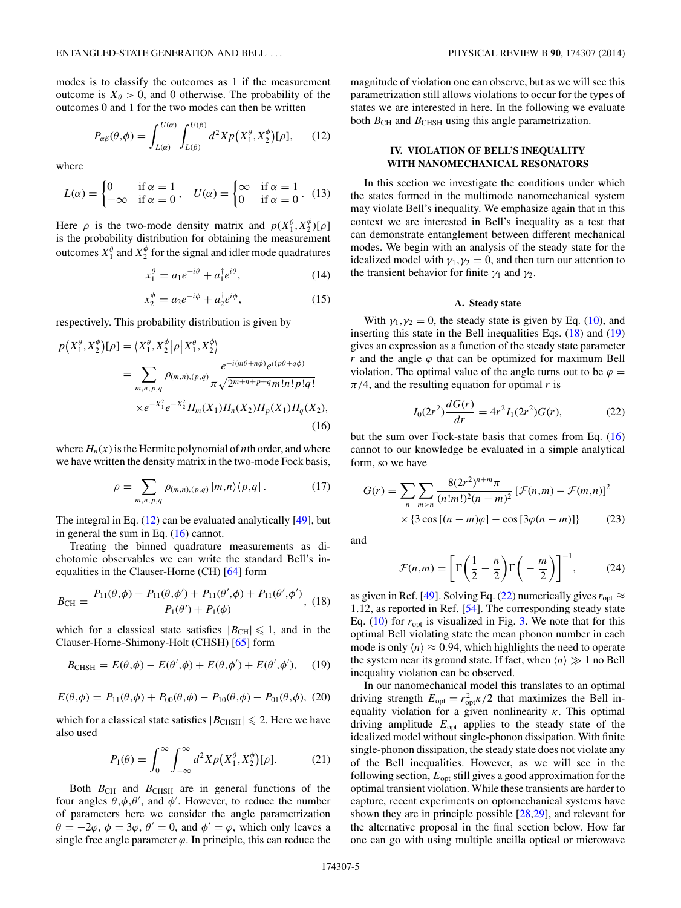modes is to classify the outcomes as 1 if the measurement outcome is $X_\theta > 0$, and 0 otherwise. The probability of the outcomes 0 and 1 for the two modes can then be written

$$P_{\alpha\beta}(\theta,\phi) = \int_{L(\alpha)}^{U(\alpha)} \int_{L(\beta)}^{U(\beta)} d^2X p\left(X_1^\theta, X_2^\phi\right)[\rho], \tag{12}$$

where

$$L(\alpha) = \begin{cases} 0 & \text{if } \alpha = 1 \\ -\infty & \text{if } \alpha = 0 \end{cases}, \quad U(\alpha) = \begin{cases} \infty & \text{if } \alpha = 1 \\ 0 & \text{if } \alpha = 0 \end{cases}. \tag{13}$$

Here $\rho$ is the two-mode density matrix and $p(X_1^\theta, X_2^\phi)[\rho]$ is the probability distribution for obtaining the measurement outcomes $X_1^\theta$ and $X_2^\phi$ for the signal and idler mode quadratures

$$x_1^\theta = a_1 e^{-i\theta} + a_1^\dagger e^{i\theta}, \tag{14}$$

$$x_2^\phi = a_2 e^{-i\phi} + a_2^\dagger e^{i\phi}, \tag{15}$$

respectively. This probability distribution is given by

$$\begin{aligned} p\left(X_1^\theta, X_2^\phi\right)[\rho] &= \left\langle X_1^\theta, X_2^\phi \middle| \rho \middle| X_1^\theta, X_2^\phi \right\rangle \\ &= \sum_{m,n,p,q} \rho_{(m,n),(p,q)} \frac{e^{-i(m\theta + n\phi)} e^{i(p\theta + q\phi)}}{\pi\sqrt{2^{m+n+p+q} m!n!p!q!}} \\ &\quad \times e^{-X_1^2} e^{-X_2^2} H_m(X_1) H_n(X_2) H_p(X_1) H_q(X_2), \end{aligned} \tag{16}$$

where $H_n(x)$ is the Hermite polynomial of $n$th order, and where we have written the density matrix in the two-mode Fock basis,

$$\rho = \sum_{m,n,p,q} \rho_{(m,n),(p,q)} |m,n\rangle\langle p,q| \,. \tag{17}$$

The integral in Eq. (12) can be evaluated analytically [49], but in general the sum in Eq. (16) cannot.

Treating the binned quadrature measurements as dichotomic observables we can write the standard Bell's inequalities in the Clauser-Horne (CH) [64] form

$$B_{\text{CH}} = \frac{P_{11}(\theta,\phi) - P_{11}(\theta,\phi') + P_{11}(\theta',\phi) + P_{11}(\theta',\phi')}{P_1(\theta') + P_1(\phi)}, \tag{18}$$

which for a classical state satisfies $|B_{\text{CH}}| \leqslant 1$, and in the Clauser-Horne-Shimony-Holt (CHSH) [65] form

$$B_{\text{CHSH}} = E(\theta,\phi) - E(\theta',\phi) + E(\theta,\phi') + E(\theta',\phi'), \tag{19}$$

$$E(\theta,\phi) = P_{11}(\theta,\phi) + P_{00}(\theta,\phi) - P_{10}(\theta,\phi) - P_{01}(\theta,\phi), \tag{20}$$

which for a classical state satisfies $|B_{\text{CHSH}}| \leqslant 2$. Here we have also used

$$P_1(\theta) = \int_0^\infty \int_{-\infty}^\infty d^2X p\left(X_1^\theta, X_2^\phi\right)[\rho]. \tag{21}$$

Both $B_{\text{CH}}$ and $B_{\text{CHSH}}$ are in general functions of the four angles $\theta,\phi,\theta'$, and $\phi'$. However, to reduce the number of parameters here we consider the angle parametrization $\theta = -2\varphi$, $\phi = 3\varphi$, $\theta' = 0$, and $\phi' = \varphi$, which only leaves a single free angle parameter $\varphi$. In principle, this can reduce the magnitude of violation one can observe, but as we will see this parametrization still allows violations to occur for the types of states we are interested in here. In the following we evaluate both $B_{\text{CH}}$ and $B_{\text{CHSH}}$ using this angle parametrization.

## IV. VIOLATION OF BELL'S INEQUALITY WITH NANOMECHANICAL RESONATORS

In this section we investigate the conditions under which the states formed in the multimode nanomechanical system may violate Bell's inequality. We emphasize again that in this context we are interested in Bell's inequality as a test that can demonstrate entanglement between different mechanical modes. We begin with an analysis of the steady state for the idealized model with $\gamma_1,\gamma_2 = 0$, and then turn our attention to the transient behavior for finite $\gamma_1$ and $\gamma_2$.

### A. Steady state

With $\gamma_1,\gamma_2 = 0$, the steady state is given by Eq. (10), and inserting this state in the Bell inequalities Eqs. (18) and (19) gives an expression as a function of the steady state parameter $r$ and the angle $\varphi$ that can be optimized for maximum Bell violation. The optimal value of the angle turns out to be $\varphi = \pi/4$, and the resulting equation for optimal $r$ is

$$I_0(2r^2)\frac{dG(r)}{dr} = 4r^2 I_1(2r^2) G(r), \tag{22}$$

but the sum over Fock-state basis that comes from Eq. (16) cannot to our knowledge be evaluated in a simple analytical form, so we have

$$\begin{aligned} G(r) = \sum_n \sum_{m>n} & \frac{8(2r^2)^{n+m}\pi}{(n!m!)^2(n-m)^2} \left[\mathcal{F}(n,m) - \mathcal{F}(m,n)\right]^2 \\ & \times \{3\cos\left[(n-m)\varphi\right] - \cos\left[3\varphi(n-m)\right]\} \end{aligned} \tag{23}$$

and

$$\mathcal{F}(n,m) = \left[\Gamma\left(\frac{1}{2} - \frac{n}{2}\right)\Gamma\left(-\frac{m}{2}\right)\right]^{-1}, \tag{24}$$

as given in Ref. [49]. Solving Eq. (22) numerically gives $r_{\text{opt}} \approx 1.12$, as reported in Ref. [54]. The corresponding steady state Eq. (10) for $r_{\text{opt}}$ is visualized in Fig. 3. We note that for this optimal Bell violating state the mean phonon number in each mode is only $\langle n \rangle \approx 0.94$, which highlights the need to operate the system near its ground state. If fact, when $\langle n \rangle \gg 1$ no Bell inequality violation can be observed.

In our nanomechanical model this translates to an optimal driving strength $E_{\text{opt}} = r_{\text{opt}}^2 \kappa/2$ that maximizes the Bell inequality violation for a given nonlinearity $\kappa$. This optimal driving amplitude $E_{\text{opt}}$ applies to the steady state of the idealized model without single-phonon dissipation. With finite single-phonon dissipation, the steady state does not violate any of the Bell inequalities. However, as we will see in the following section, $E_{\text{opt}}$ still gives a good approximation for the optimal transient violation. While these transients are harder to capture, recent experiments on optomechanical systems have shown they are in principle possible [28,29], and relevant for the alternative proposal in the final section below. How far one can go with using multiple ancilla optical or microwave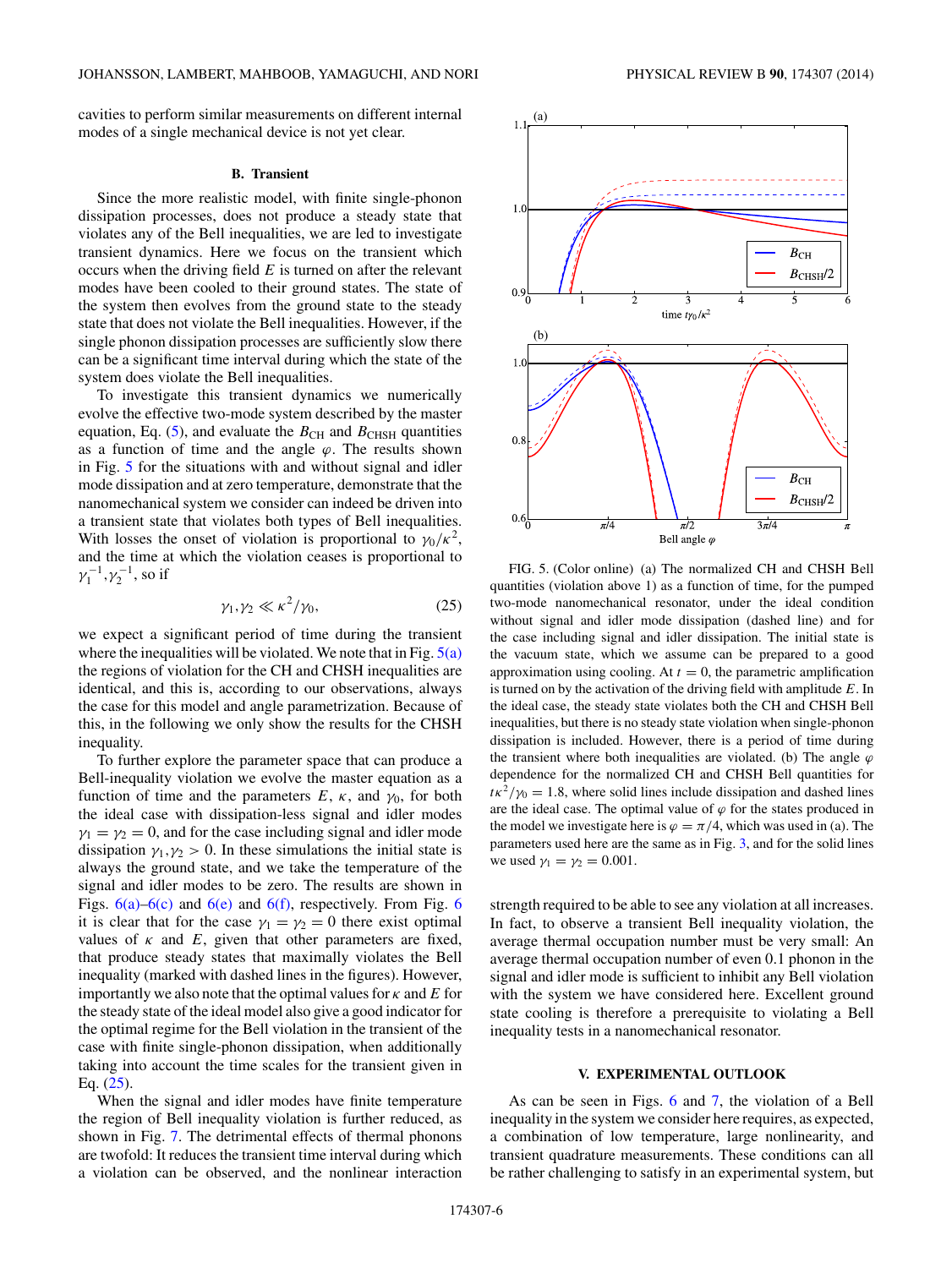cavities to perform similar measurements on different internal modes of a single mechanical device is not yet clear.

### B. Transient

Since the more realistic model, with finite single-phonon dissipation processes, does not produce a steady state that violates any of the Bell inequalities, we are led to investigate transient dynamics. Here we focus on the transient which occurs when the driving field $E$ is turned on after the relevant modes have been cooled to their ground states. The state of the system then evolves from the ground state to the steady state that does not violate the Bell inequalities. However, if the single phonon dissipation processes are sufficiently slow there can be a significant time interval during which the state of the system does violate the Bell inequalities.

To investigate this transient dynamics we numerically evolve the effective two-mode system described by the master equation, Eq. (5), and evaluate the $B_{\rm CH}$ and $B_{\rm CHSH}$ quantities as a function of time and the angle $\varphi$. The results shown in Fig. 5 for the situations with and without signal and idler mode dissipation and at zero temperature, demonstrate that the nanomechanical system we consider can indeed be driven into a transient state that violates both types of Bell inequalities. With losses the onset of violation is proportional to $\gamma_0/\kappa^2$, and the time at which the violation ceases is proportional to $\gamma_1^{-1},\gamma_2^{-1}$, so if

$$\gamma_1,\gamma_2 \ll \kappa^2/\gamma_0, \tag{25}$$

we expect a significant period of time during the transient where the inequalities will be violated. We note that in Fig. 5(a) the regions of violation for the CH and CHSH inequalities are identical, and this is, according to our observations, always the case for this model and angle parametrization. Because of this, in the following we only show the results for the CHSH inequality.

To further explore the parameter space that can produce a Bell-inequality violation we evolve the master equation as a function of time and the parameters $E$, $\kappa$, and $\gamma_0$, for both the ideal case with dissipation-less signal and idler modes $\gamma_1=\gamma_2=0$, and for the case including signal and idler mode dissipation $\gamma_1,\gamma_2>0$. In these simulations the initial state is always the ground state, and we take the temperature of the signal and idler modes to be zero. The results are shown in Figs. 6(a)–6(c) and 6(e) and 6(f), respectively. From Fig. 6 it is clear that for the case $\gamma_1=\gamma_2=0$ there exist optimal values of $\kappa$ and $E$, given that other parameters are fixed, that produce steady states that maximally violates the Bell inequality (marked with dashed lines in the figures). However, importantly we also note that the optimal values for $\kappa$ and $E$ for the steady state of the ideal model also give a good indicator for the optimal regime for the Bell violation in the transient of the case with finite single-phonon dissipation, when additionally taking into account the time scales for the transient given in Eq. (25).

When the signal and idler modes have finite temperature the region of Bell inequality violation is further reduced, as shown in Fig. 7. The detrimental effects of thermal phonons are twofold: It reduces the transient time interval during which a violation can be observed, and the nonlinear interaction strength required to be able to see any violation at all increases. In fact, to observe a transient Bell inequality violation, the average thermal occupation number must be very small: An average thermal occupation number of even 0.1 phonon in the signal and idler mode is sufficient to inhibit any Bell violation with the system we have considered here. Excellent ground state cooling is therefore a prerequisite to violating a Bell inequality tests in a nanomechanical resonator.

FIG. 5. (Color online) (a) The normalized CH and CHSH Bell quantities (violation above 1) as a function of time, for the pumped two-mode nanomechanical resonator, under the ideal condition without signal and idler mode dissipation (dashed line) and for the case including signal and idler dissipation. The initial state is the vacuum state, which we assume can be prepared to a good approximation using cooling. At $t=0$, the parametric amplification is turned on by the activation of the driving field with amplitude $E$. In the ideal case, the steady state violates both the CH and CHSH Bell inequalities, but there is no steady state violation when single-phonon dissipation is included. However, there is a period of time during the transient where both inequalities are violated. (b) The angle $\varphi$ dependence for the normalized CH and CHSH Bell quantities for $t\kappa^2/\gamma_0=1.8$, where solid lines include dissipation and dashed lines are the ideal case. The optimal value of $\varphi$ for the states produced in the model we investigate here is $\varphi=\pi/4$, which was used in (a). The parameters used here are the same as in Fig. 3, and for the solid lines we used $\gamma_1=\gamma_2=0.001$.

## V. EXPERIMENTAL OUTLOOK

As can be seen in Figs. 6 and 7, the violation of a Bell inequality in the system we consider here requires, as expected, a combination of low temperature, large nonlinearity, and transient quadrature measurements. These conditions can all be rather challenging to satisfy in an experimental system, but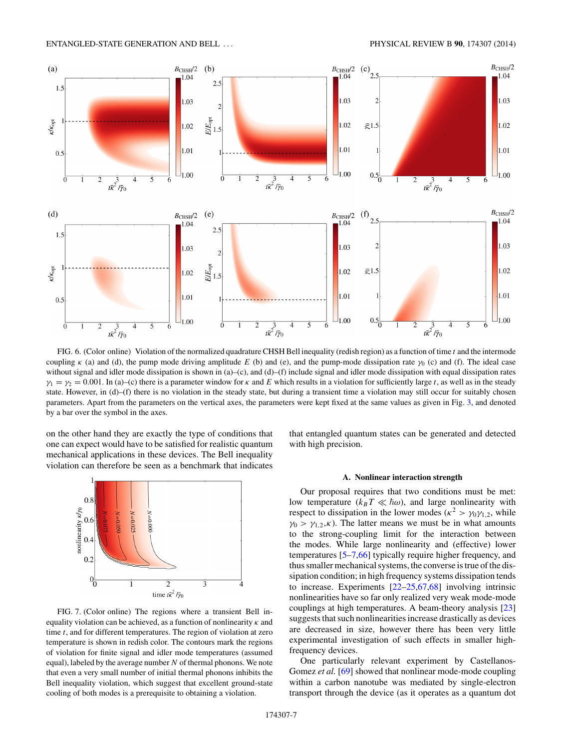FIG. 6. (Color online) Violation of the normalized quadrature CHSH Bell inequality (redish region) as a function of time $t$ and the intermode coupling $\kappa$ (a) and (d), the pump mode driving amplitude $E$ (b) and (e), and the pump-mode dissipation rate $\gamma_0$ (c) and (f). The ideal case without signal and idler mode dissipation is shown in (a)–(c), and (d)–(f) include signal and idler mode dissipation with equal dissipation rates $\gamma_1 = \gamma_2 = 0.001$. In (a)–(c) there is a parameter window for $\kappa$ and $E$ which results in a violation for sufficiently large $t$, as well as in the steady state. However, in (d)–(f) there is no violation in the steady state, but during a transient time a violation may still occur for suitably chosen parameters. Apart from the parameters on the vertical axes, the parameters were kept fixed at the same values as given in Fig. 3, and denoted by a bar over the symbol in the axes.

on the other hand they are exactly the type of conditions that one can expect would have to be satisfied for realistic quantum mechanical applications in these devices. The Bell inequality violation can therefore be seen as a benchmark that indicates that entangled quantum states can be generated and detected with high precision.

FIG. 7. (Color online) The regions where a transient Bell inequality violation can be achieved, as a function of nonlinearity $\kappa$ and time $t$, and for different temperatures. The region of violation at zero temperature is shown in redish color. The contours mark the regions of violation for finite signal and idler mode temperatures (assumed equal), labeled by the average number $N$ of initial thermal phonons. We note that even a very small number of initial thermal phonons inhibits the Bell inequality violation, which suggest that excellent ground-state cooling of both modes is a prerequisite to obtaining a violation.

### A. Nonlinear interaction strength

Our proposal requires that two conditions must be met: low temperature ($k_B T \ll \hbar\omega$), and large nonlinearity with respect to dissipation in the lower modes ($\kappa^2 > \gamma_0 \gamma_{1,2}$, while $\gamma_0 > \gamma_{1,2}, \kappa$). The latter means we must be in what amounts to the strong-coupling limit for the interaction between the modes. While large nonlinearity and (effective) lower temperatures [5–7,66] typically require higher frequency, and thus smaller mechanical systems, the converse is true of the dissipation condition; in high frequency systems dissipation tends to increase. Experiments [22–25,67,68] involving intrinsic nonlinearities have so far only realized very weak mode-mode couplings at high temperatures. A beam-theory analysis [23] suggests that such nonlinearities increase drastically as devices are decreased in size, however there has been very little experimental investigation of such effects in smaller high-frequency devices.

One particularly relevant experiment by Castellanos-Gomez *et al.* [69] showed that nonlinear mode-mode coupling within a carbon nanotube was mediated by single-electron transport through the device (as it operates as a quantum dot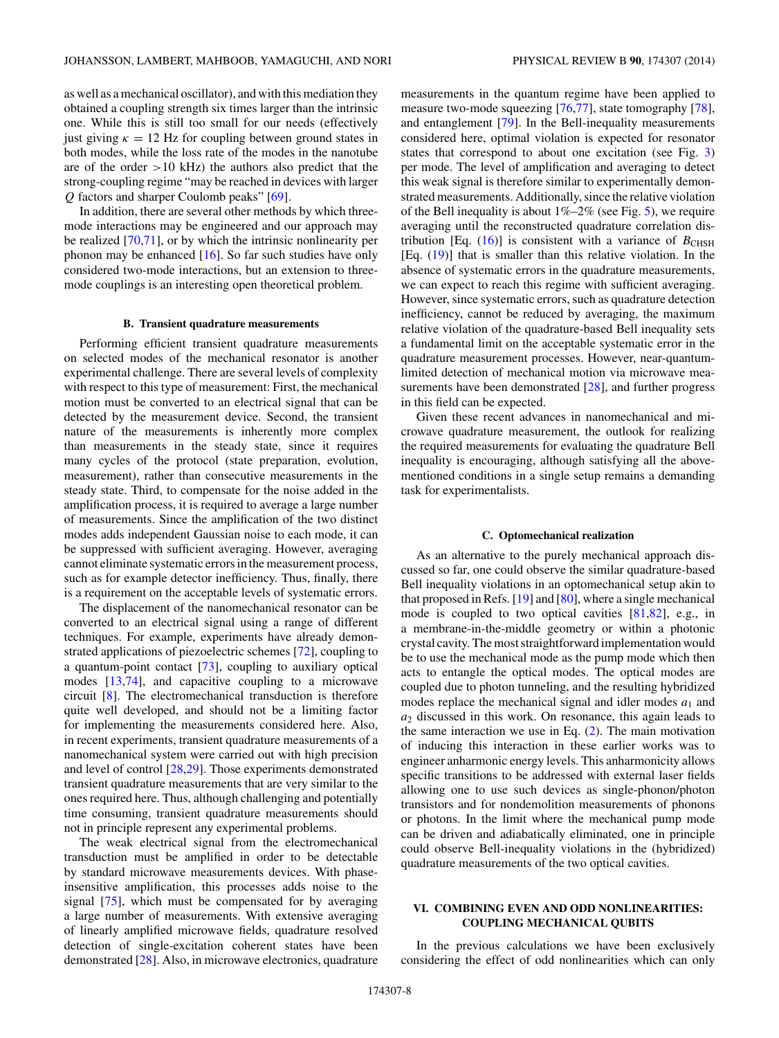as well as a mechanical oscillator), and with this mediation they obtained a coupling strength six times larger than the intrinsic one. While this is still too small for our needs (effectively just giving $\kappa = 12$ Hz for coupling between ground states in both modes, while the loss rate of the modes in the nanotube are of the order $>10$ kHz) the authors also predict that the strong-coupling regime "may be reached in devices with larger $Q$ factors and sharper Coulomb peaks" [69].

In addition, there are several other methods by which three-mode interactions may be engineered and our approach may be realized [70,71], or by which the intrinsic nonlinearity per phonon may be enhanced [16]. So far such studies have only considered two-mode interactions, but an extension to three-mode couplings is an interesting open theoretical problem.

### B. Transient quadrature measurements

Performing efficient transient quadrature measurements on selected modes of the mechanical resonator is another experimental challenge. There are several levels of complexity with respect to this type of measurement: First, the mechanical motion must be converted to an electrical signal that can be detected by the measurement device. Second, the transient nature of the measurements is inherently more complex than measurements in the steady state, since it requires many cycles of the protocol (state preparation, evolution, measurement), rather than consecutive measurements in the steady state. Third, to compensate for the noise added in the amplification process, it is required to average a large number of measurements. Since the amplification of the two distinct modes adds independent Gaussian noise to each mode, it can be suppressed with sufficient averaging. However, averaging cannot eliminate systematic errors in the measurement process, such as for example detector inefficiency. Thus, finally, there is a requirement on the acceptable levels of systematic errors.

The displacement of the nanomechanical resonator can be converted to an electrical signal using a range of different techniques. For example, experiments have already demonstrated applications of piezoelectric schemes [72], coupling to a quantum-point contact [73], coupling to auxiliary optical modes [13,74], and capacitive coupling to a microwave circuit [8]. The electromechanical transduction is therefore quite well developed, and should not be a limiting factor for implementing the measurements considered here. Also, in recent experiments, transient quadrature measurements of a nanomechanical system were carried out with high precision and level of control [28,29]. Those experiments demonstrated transient quadrature measurements that are very similar to the ones required here. Thus, although challenging and potentially time consuming, transient quadrature measurements should not in principle represent any experimental problems.

The weak electrical signal from the electromechanical transduction must be amplified in order to be detectable by standard microwave measurements devices. With phase-insensitive amplification, this processes adds noise to the signal [75], which must be compensated for by averaging a large number of measurements. With extensive averaging of linearly amplified microwave fields, quadrature resolved detection of single-excitation coherent states have been demonstrated [28]. Also, in microwave electronics, quadrature measurements in the quantum regime have been applied to measure two-mode squeezing [76,77], state tomography [78], and entanglement [79]. In the Bell-inequality measurements considered here, optimal violation is expected for resonator states that correspond to about one excitation (see Fig. 3) per mode. The level of amplification and averaging to detect this weak signal is therefore similar to experimentally demonstrated measurements. Additionally, since the relative violation of the Bell inequality is about 1%–2% (see Fig. 5), we require averaging until the reconstructed quadrature correlation distribution [Eq. (16)] is consistent with a variance of $B_{\mathrm{CHSH}}$ [Eq. (19)] that is smaller than this relative violation. In the absence of systematic errors in the quadrature measurements, we can expect to reach this regime with sufficient averaging. However, since systematic errors, such as quadrature detection inefficiency, cannot be reduced by averaging, the maximum relative violation of the quadrature-based Bell inequality sets a fundamental limit on the acceptable systematic error in the quadrature measurement processes. However, near-quantum-limited detection of mechanical motion via microwave measurements have been demonstrated [28], and further progress in this field can be expected.

Given these recent advances in nanomechanical and microwave quadrature measurement, the outlook for realizing the required measurements for evaluating the quadrature Bell inequality is encouraging, although satisfying all the above-mentioned conditions in a single setup remains a demanding task for experimentalists.

### C. Optomechanical realization

As an alternative to the purely mechanical approach discussed so far, one could observe the similar quadrature-based Bell inequality violations in an optomechanical setup akin to that proposed in Refs. [19] and [80], where a single mechanical mode is coupled to two optical cavities [81,82], e.g., in a membrane-in-the-middle geometry or within a photonic crystal cavity. The most straightforward implementation would be to use the mechanical mode as the pump mode which then acts to entangle the optical modes. The optical modes are coupled due to photon tunneling, and the resulting hybridized modes replace the mechanical signal and idler modes $a_1$ and $a_2$ discussed in this work. On resonance, this again leads to the same interaction we use in Eq. (2). The main motivation of inducing this interaction in these earlier works was to engineer anharmonic energy levels. This anharmonicity allows specific transitions to be addressed with external laser fields allowing one to use such devices as single-phonon/photon transistors and for nondemolition measurements of phonons or photons. In the limit where the mechanical pump mode can be driven and adiabatically eliminated, one in principle could observe Bell-inequality violations in the (hybridized) quadrature measurements of the two optical cavities.

## VI. COMBINING EVEN AND ODD NONLINEARITIES: COUPLING MECHANICAL QUBITS

In the previous calculations we have been exclusively considering the effect of odd nonlinearities which can only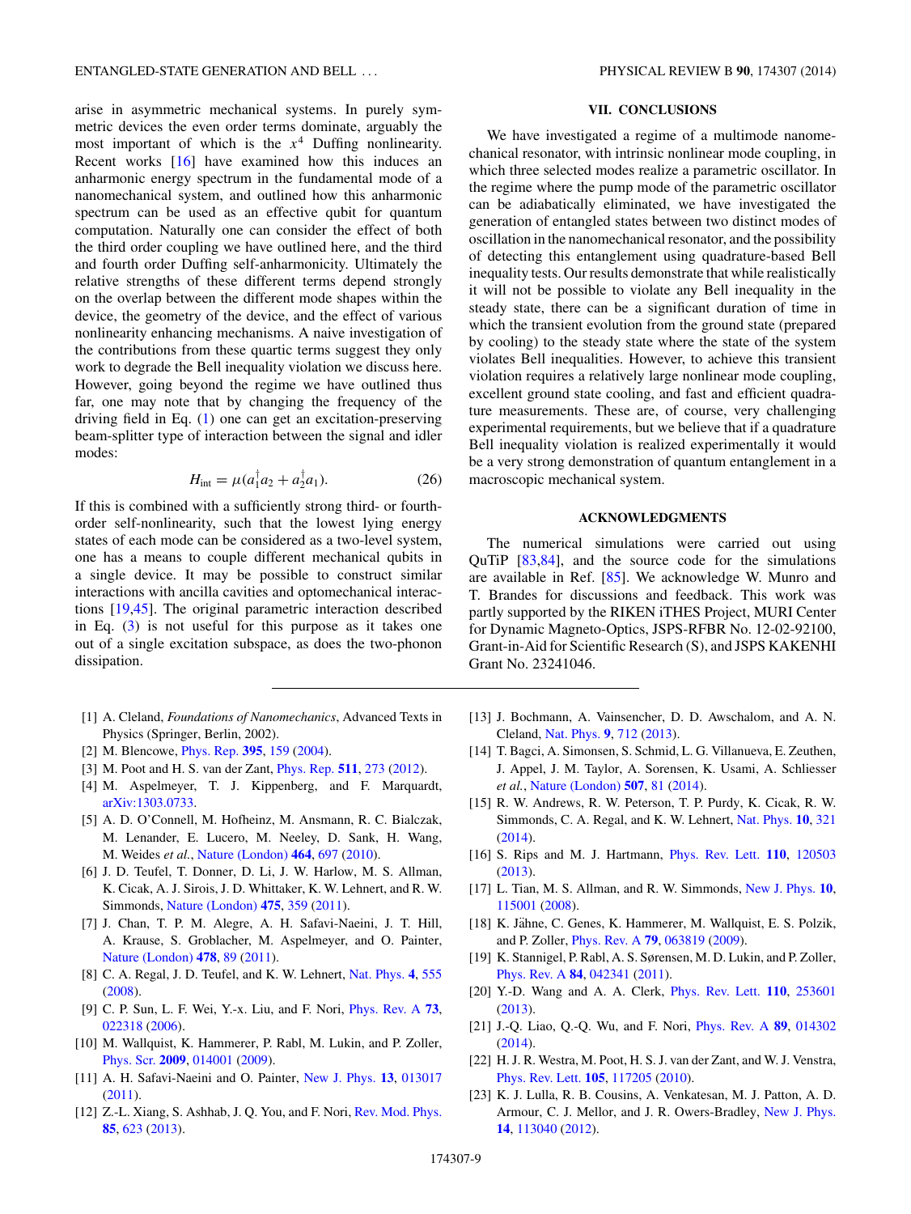arise in asymmetric mechanical systems. In purely symmetric devices the even order terms dominate, arguably the most important of which is the $x^4$ Duffing nonlinearity. Recent works [16] have examined how this induces an anharmonic energy spectrum in the fundamental mode of a nanomechanical system, and outlined how this anharmonic spectrum can be used as an effective qubit for quantum computation. Naturally one can consider the effect of both the third order coupling we have outlined here, and the third and fourth order Duffing self-anharmonicity. Ultimately the relative strengths of these different terms depend strongly on the overlap between the different mode shapes within the device, the geometry of the device, and the effect of various nonlinearity enhancing mechanisms. A naive investigation of the contributions from these quartic terms suggest they only work to degrade the Bell inequality violation we discuss here. However, going beyond the regime we have outlined thus far, one may note that by changing the frequency of the driving field in Eq. (1) one can get an excitation-preserving beam-splitter type of interaction between the signal and idler modes:

$$H_{\text{int}} = \mu(a_1^\dagger a_2 + a_2^\dagger a_1). \tag{26}$$

If this is combined with a sufficiently strong third- or fourth-order self-nonlinearity, such that the lowest lying energy states of each mode can be considered as a two-level system, one has a means to couple different mechanical qubits in a single device. It may be possible to construct similar interactions with ancilla cavities and optomechanical interactions [19,45]. The original parametric interaction described in Eq. (3) is not useful for this purpose as it takes one out of a single excitation subspace, as does the two-phonon dissipation.

## VII. CONCLUSIONS

We have investigated a regime of a multimode nanomechanical resonator, with intrinsic nonlinear mode coupling, in which three selected modes realize a parametric oscillator. In the regime where the pump mode of the parametric oscillator can be adiabatically eliminated, we have investigated the generation of entangled states between two distinct modes of oscillation in the nanomechanical resonator, and the possibility of detecting this entanglement using quadrature-based Bell inequality tests. Our results demonstrate that while realistically it will not be possible to violate any Bell inequality in the steady state, there can be a significant duration of time in which the transient evolution from the ground state (prepared by cooling) to the steady state where the state of the system violates Bell inequalities. However, to achieve this transient violation requires a relatively large nonlinear mode coupling, excellent ground state cooling, and fast and efficient quadrature measurements. These are, of course, very challenging experimental requirements, but we believe that if a quadrature Bell inequality violation is realized experimentally it would be a very strong demonstration of quantum entanglement in a macroscopic mechanical system.

## ACKNOWLEDGMENTS

The numerical simulations were carried out using QuTiP [83,84], and the source code for the simulations are available in Ref. [85]. We acknowledge W. Munro and T. Brandes for discussions and feedback. This work was partly supported by the RIKEN iTHES Project, MURI Center for Dynamic Magneto-Optics, JSPS-RFBR No. 12-02-92100, Grant-in-Aid for Scientific Research (S), and JSPS KAKENHI Grant No. 23241046.

---

[1] A. Cleland, *Foundations of Nanomechanics*, Advanced Texts in Physics (Springer, Berlin, 2002).

[2] M. Blencowe, Phys. Rep. **395**, 159 (2004).

[3] M. Poot and H. S. van der Zant, Phys. Rep. **511**, 273 (2012).

[4] M. Aspelmeyer, T. J. Kippenberg, and F. Marquardt, arXiv:1303.0733.

[5] A. D. O'Connell, M. Hofheinz, M. Ansmann, R. C. Bialczak, M. Lenander, E. Lucero, M. Neeley, D. Sank, H. Wang, M. Weides *et al.*, Nature (London) **464**, 697 (2010).

[6] J. D. Teufel, T. Donner, D. Li, J. W. Harlow, M. S. Allman, K. Cicak, A. J. Sirois, J. D. Whittaker, K. W. Lehnert, and R. W. Simmonds, Nature (London) **475**, 359 (2011).

[7] J. Chan, T. P. M. Alegre, A. H. Safavi-Naeini, J. T. Hill, A. Krause, S. Groblacher, M. Aspelmeyer, and O. Painter, Nature (London) **478**, 89 (2011).

[8] C. A. Regal, J. D. Teufel, and K. W. Lehnert, Nat. Phys. **4**, 555 (2008).

[9] C. P. Sun, L. F. Wei, Y.-x. Liu, and F. Nori, Phys. Rev. A **73**, 022318 (2006).

[10] M. Wallquist, K. Hammerer, P. Rabl, M. Lukin, and P. Zoller, Phys. Scr. **2009**, 014001 (2009).

[11] A. H. Safavi-Naeini and O. Painter, New J. Phys. **13**, 013017 (2011).

[12] Z.-L. Xiang, S. Ashhab, J. Q. You, and F. Nori, Rev. Mod. Phys. **85**, 623 (2013).

[13] J. Bochmann, A. Vainsencher, D. D. Awschalom, and A. N. Cleland, Nat. Phys. **9**, 712 (2013).

[14] T. Bagci, A. Simonsen, S. Schmid, L. G. Villanueva, E. Zeuthen, J. Appel, J. M. Taylor, A. Sorensen, K. Usami, A. Schliesser *et al.*, Nature (London) **507**, 81 (2014).

[15] R. W. Andrews, R. W. Peterson, T. P. Purdy, K. Cicak, R. W. Simmonds, C. A. Regal, and K. W. Lehnert, Nat. Phys. **10**, 321 (2014).

[16] S. Rips and M. J. Hartmann, Phys. Rev. Lett. **110**, 120503 (2013).

[17] L. Tian, M. S. Allman, and R. W. Simmonds, New J. Phys. **10**, 115001 (2008).

[18] K. Jähne, C. Genes, K. Hammerer, M. Wallquist, E. S. Polzik, and P. Zoller, Phys. Rev. A **79**, 063819 (2009).

[19] K. Stannigel, P. Rabl, A. S. Sørensen, M. D. Lukin, and P. Zoller, Phys. Rev. A **84**, 042341 (2011).

[20] Y.-D. Wang and A. A. Clerk, Phys. Rev. Lett. **110**, 253601 (2013).

[21] J.-Q. Liao, Q.-Q. Wu, and F. Nori, Phys. Rev. A **89**, 014302 (2014).

[22] H. J. R. Westra, M. Poot, H. S. J. van der Zant, and W. J. Venstra, Phys. Rev. Lett. **105**, 117205 (2010).

[23] K. J. Lulla, R. B. Cousins, A. Venkatesan, M. J. Patton, A. D. Armour, C. J. Mellor, and J. R. Owers-Bradley, New J. Phys. **14**, 113040 (2012).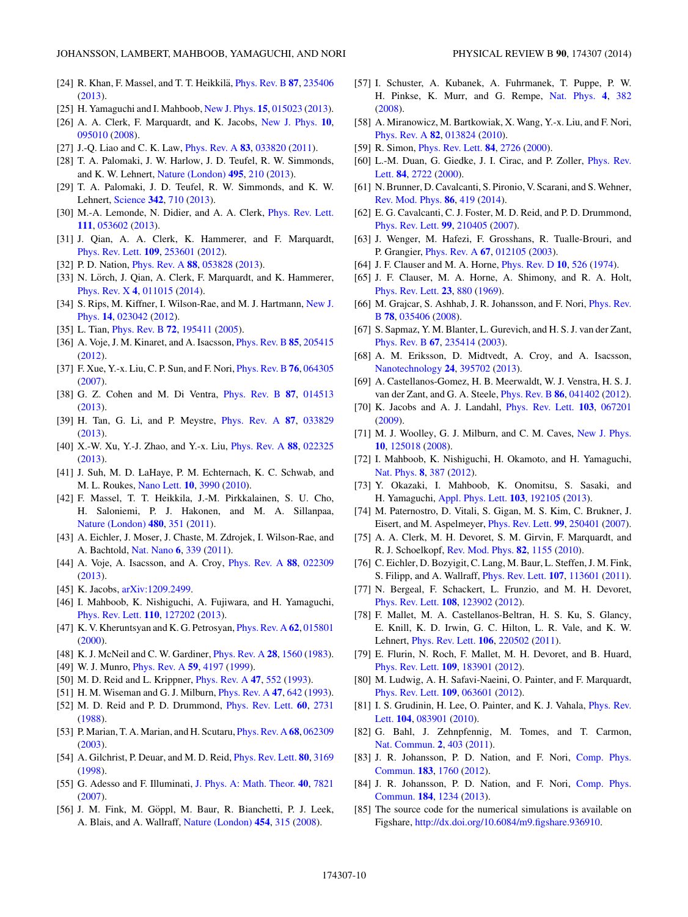[24] R. Khan, F. Massel, and T. T. Heikkilä, Phys. Rev. B **87**, 235406 (2013).

[25] H. Yamaguchi and I. Mahboob, New J. Phys. **15**, 015023 (2013).

[26] A. A. Clerk, F. Marquardt, and K. Jacobs, New J. Phys. **10**, 095010 (2008).

[27] J.-Q. Liao and C. K. Law, Phys. Rev. A **83**, 033820 (2011).

[28] T. A. Palomaki, J. W. Harlow, J. D. Teufel, R. W. Simmonds, and K. W. Lehnert, Nature (London) **495**, 210 (2013).

[29] T. A. Palomaki, J. D. Teufel, R. W. Simmonds, and K. W. Lehnert, Science **342**, 710 (2013).

[30] M.-A. Lemonde, N. Didier, and A. A. Clerk, Phys. Rev. Lett. **111**, 053602 (2013).

[31] J. Qian, A. A. Clerk, K. Hammerer, and F. Marquardt, Phys. Rev. Lett. **109**, 253601 (2012).

[32] P. D. Nation, Phys. Rev. A **88**, 053828 (2013).

[33] N. Lörch, J. Qian, A. Clerk, F. Marquardt, and K. Hammerer, Phys. Rev. X **4**, 011015 (2014).

[34] S. Rips, M. Kiffner, I. Wilson-Rae, and M. J. Hartmann, New J. Phys. **14**, 023042 (2012).

[35] L. Tian, Phys. Rev. B **72**, 195411 (2005).

[36] A. Voje, J. M. Kinaret, and A. Isacsson, Phys. Rev. B **85**, 205415 (2012).

[37] F. Xue, Y.-x. Liu, C. P. Sun, and F. Nori, Phys. Rev. B **76**, 064305 (2007).

[38] G. Z. Cohen and M. Di Ventra, Phys. Rev. B **87**, 014513 (2013).

[39] H. Tan, G. Li, and P. Meystre, Phys. Rev. A **87**, 033829 (2013).

[40] X.-W. Xu, Y.-J. Zhao, and Y.-x. Liu, Phys. Rev. A **88**, 022325 (2013).

[41] J. Suh, M. D. LaHaye, P. M. Echternach, K. C. Schwab, and M. L. Roukes, Nano Lett. **10**, 3990 (2010).

[42] F. Massel, T. T. Heikkila, J.-M. Pirkkalainen, S. U. Cho, H. Saloniemi, P. J. Hakonen, and M. A. Sillanpaa, Nature (London) **480**, 351 (2011).

[43] A. Eichler, J. Moser, J. Chaste, M. Zdrojek, I. Wilson-Rae, and A. Bachtold, Nat. Nano **6**, 339 (2011).

[44] A. Voje, A. Isacsson, and A. Croy, Phys. Rev. A **88**, 022309 (2013).

[45] K. Jacobs, arXiv:1209.2499.

[46] I. Mahboob, K. Nishiguchi, A. Fujiwara, and H. Yamaguchi, Phys. Rev. Lett. **110**, 127202 (2013).

[47] K. V. Kheruntsyan and K. G. Petrosyan, Phys. Rev. A **62**, 015801 (2000).

[48] K. J. McNeil and C. W. Gardiner, Phys. Rev. A **28**, 1560 (1983).

[49] W. J. Munro, Phys. Rev. A **59**, 4197 (1999).

[50] M. D. Reid and L. Krippner, Phys. Rev. A **47**, 552 (1993).

[51] H. M. Wiseman and G. J. Milburn, Phys. Rev. A **47**, 642 (1993).

[52] M. D. Reid and P. D. Drummond, Phys. Rev. Lett. **60**, 2731 (1988).

[53] P. Marian, T. A. Marian, and H. Scutaru, Phys. Rev. A **68**, 062309 (2003).

[54] A. Gilchrist, P. Deuar, and M. D. Reid, Phys. Rev. Lett. **80**, 3169 (1998).

[55] G. Adesso and F. Illuminati, J. Phys. A: Math. Theor. **40**, 7821 (2007).

[56] J. M. Fink, M. Göppl, M. Baur, R. Bianchetti, P. J. Leek, A. Blais, and A. Wallraff, Nature (London) **454**, 315 (2008).

[57] I. Schuster, A. Kubanek, A. Fuhrmanek, T. Puppe, P. W. H. Pinkse, K. Murr, and G. Rempe, Nat. Phys. **4**, 382 (2008).

[58] A. Miranowicz, M. Bartkowiak, X. Wang, Y.-x. Liu, and F. Nori, Phys. Rev. A **82**, 013824 (2010).

[59] R. Simon, Phys. Rev. Lett. **84**, 2726 (2000).

[60] L.-M. Duan, G. Giedke, J. I. Cirac, and P. Zoller, Phys. Rev. Lett. **84**, 2722 (2000).

[61] N. Brunner, D. Cavalcanti, S. Pironio, V. Scarani, and S. Wehner, Rev. Mod. Phys. **86**, 419 (2014).

[62] E. G. Cavalcanti, C. J. Foster, M. D. Reid, and P. D. Drummond, Phys. Rev. Lett. **99**, 210405 (2007).

[63] J. Wenger, M. Hafezi, F. Grosshans, R. Tualle-Brouri, and P. Grangier, Phys. Rev. A **67**, 012105 (2003).

[64] J. F. Clauser and M. A. Horne, Phys. Rev. D **10**, 526 (1974).

[65] J. F. Clauser, M. A. Horne, A. Shimony, and R. A. Holt, Phys. Rev. Lett. **23**, 880 (1969).

[66] M. Grajcar, S. Ashhab, J. R. Johansson, and F. Nori, Phys. Rev. B **78**, 035406 (2008).

[67] S. Sapmaz, Y. M. Blanter, L. Gurevich, and H. S. J. van der Zant, Phys. Rev. B **67**, 235414 (2003).

[68] A. M. Eriksson, D. Midtvedt, A. Croy, and A. Isacsson, Nanotechnology **24**, 395702 (2013).

[69] A. Castellanos-Gomez, H. B. Meerwaldt, W. J. Venstra, H. S. J. van der Zant, and G. A. Steele, Phys. Rev. B **86**, 041402 (2012).

[70] K. Jacobs and A. J. Landahl, Phys. Rev. Lett. **103**, 067201 (2009).

[71] M. J. Woolley, G. J. Milburn, and C. M. Caves, New J. Phys. **10**, 125018 (2008).

[72] I. Mahboob, K. Nishiguchi, H. Okamoto, and H. Yamaguchi, Nat. Phys. **8**, 387 (2012).

[73] Y. Okazaki, I. Mahboob, K. Onomitsu, S. Sasaki, and H. Yamaguchi, Appl. Phys. Lett. **103**, 192105 (2013).

[74] M. Paternostro, D. Vitali, S. Gigan, M. S. Kim, C. Brukner, J. Eisert, and M. Aspelmeyer, Phys. Rev. Lett. **99**, 250401 (2007).

[75] A. A. Clerk, M. H. Devoret, S. M. Girvin, F. Marquardt, and R. J. Schoelkopf, Rev. Mod. Phys. **82**, 1155 (2010).

[76] C. Eichler, D. Bozyigit, C. Lang, M. Baur, L. Steffen, J. M. Fink, S. Filipp, and A. Wallraff, Phys. Rev. Lett. **107**, 113601 (2011).

[77] N. Bergeal, F. Schackert, L. Frunzio, and M. H. Devoret, Phys. Rev. Lett. **108**, 123902 (2012).

[78] F. Mallet, M. A. Castellanos-Beltran, H. S. Ku, S. Glancy, E. Knill, K. D. Irwin, G. C. Hilton, L. R. Vale, and K. W. Lehnert, Phys. Rev. Lett. **106**, 220502 (2011).

[79] E. Flurin, N. Roch, F. Mallet, M. H. Devoret, and B. Huard, Phys. Rev. Lett. **109**, 183901 (2012).

[80] M. Ludwig, A. H. Safavi-Naeini, O. Painter, and F. Marquardt, Phys. Rev. Lett. **109**, 063601 (2012).

[81] I. S. Grudinin, H. Lee, O. Painter, and K. J. Vahala, Phys. Rev. Lett. **104**, 083901 (2010).

[82] G. Bahl, J. Zehnpfennig, M. Tomes, and T. Carmon, Nat. Commun. **2**, 403 (2011).

[83] J. R. Johansson, P. D. Nation, and F. Nori, Comp. Phys. Commun. **183**, 1760 (2012).

[84] J. R. Johansson, P. D. Nation, and F. Nori, Comp. Phys. Commun. **184**, 1234 (2013).

[85] The source code for the numerical simulations is available on Figshare, http://dx.doi.org/10.6084/m9.figshare.936910.